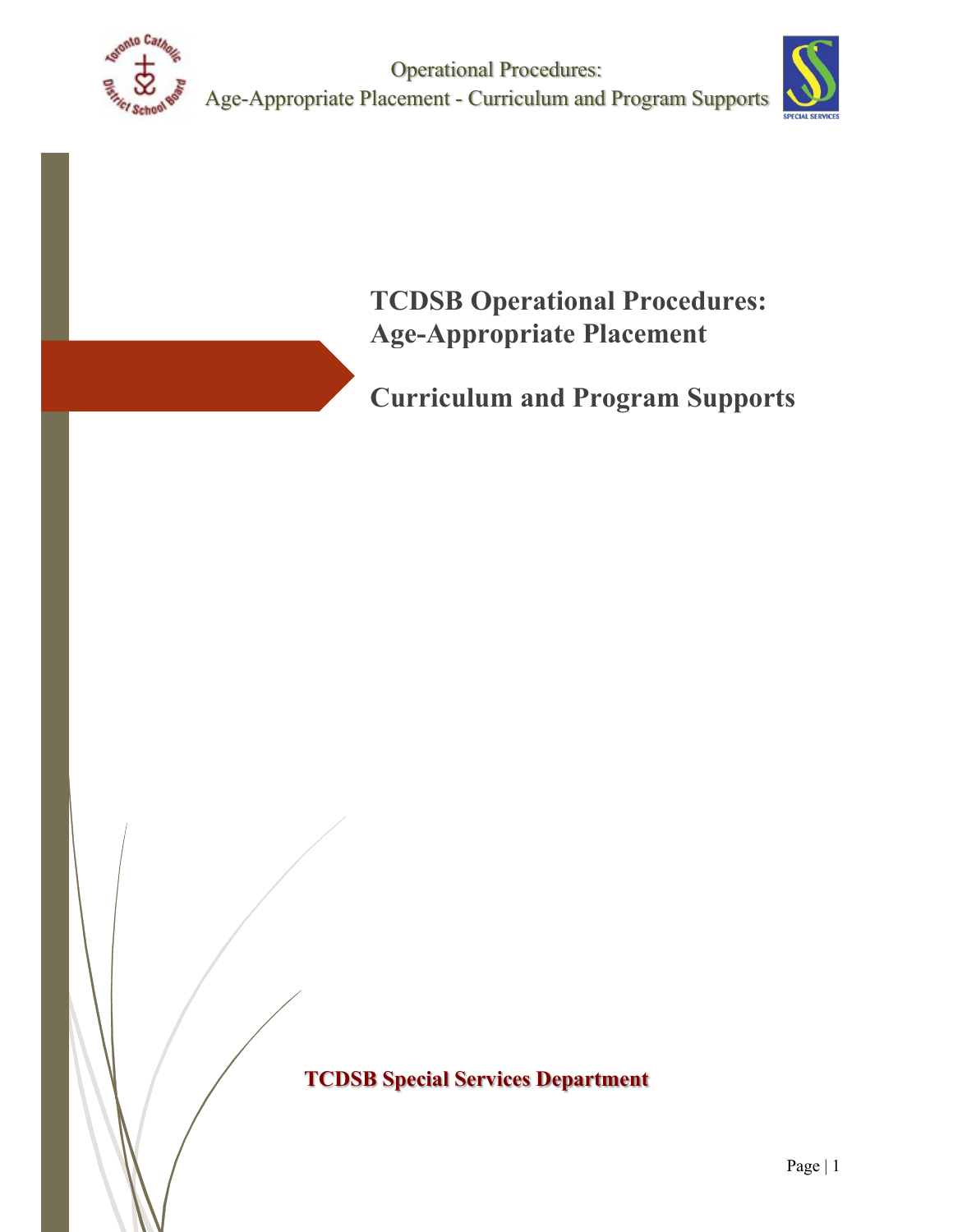# TCDSB Operational Procedures: Age-Appropriate Placement

# Curriculum and Program Supports

**TCDSB Special Services Department**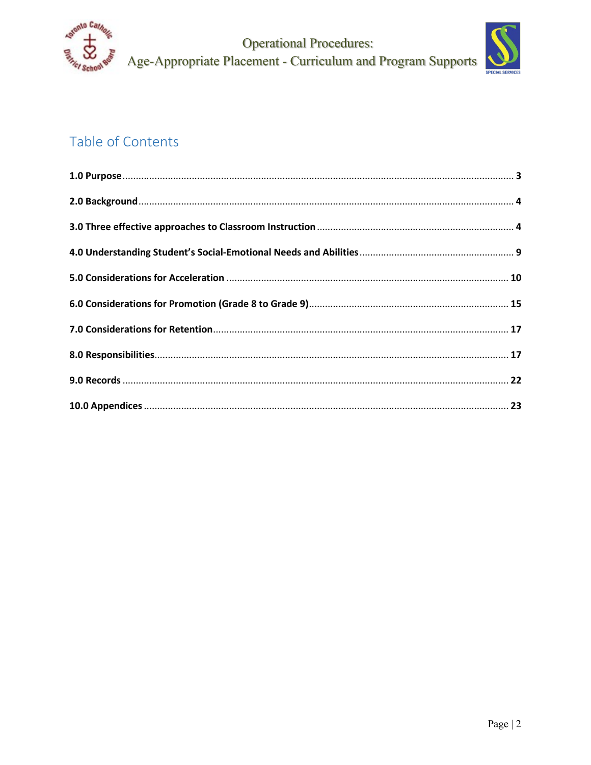# Table of Contents

**1.0 Purpose** ..... **3**

**2.0 Background** ..... **4**

**3.0 Three effective approaches to Classroom Instruction** ..... **4**

**4.0 Understanding Student's Social-Emotional Needs and Abilities** ..... **9**

**5.0 Considerations for Acceleration** ..... **10**

**6.0 Considerations for Promotion (Grade 8 to Grade 9)** ..... **15**

**7.0 Considerations for Retention** ..... **17**

**8.0 Responsibilities** ..... **17**

**9.0 Records** ..... **22**

**10.0 Appendices** ..... **23**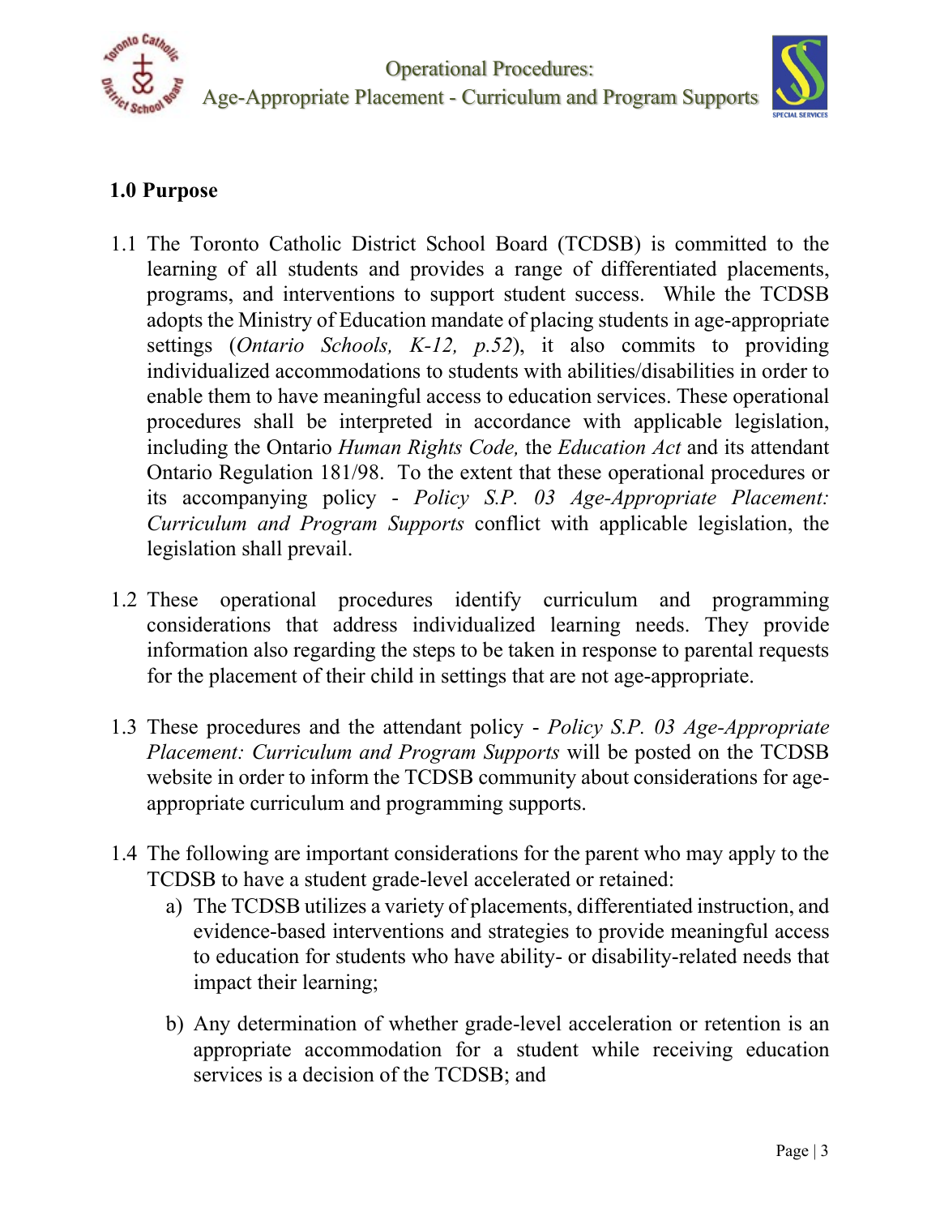## 1.0 Purpose

1.1 The Toronto Catholic District School Board (TCDSB) is committed to the learning of all students and provides a range of differentiated placements, programs, and interventions to support student success. While the TCDSB adopts the Ministry of Education mandate of placing students in age-appropriate settings (*Ontario Schools, K-12, p.52*), it also commits to providing individualized accommodations to students with abilities/disabilities in order to enable them to have meaningful access to education services. These operational procedures shall be interpreted in accordance with applicable legislation, including the Ontario *Human Rights Code,* the *Education Act* and its attendant Ontario Regulation 181/98. To the extent that these operational procedures or its accompanying policy - *Policy S.P. 03 Age-Appropriate Placement: Curriculum and Program Supports* conflict with applicable legislation, the legislation shall prevail.

1.2 These operational procedures identify curriculum and programming considerations that address individualized learning needs. They provide information also regarding the steps to be taken in response to parental requests for the placement of their child in settings that are not age-appropriate.

1.3 These procedures and the attendant policy - *Policy S.P. 03 Age-Appropriate Placement: Curriculum and Program Supports* will be posted on the TCDSB website in order to inform the TCDSB community about considerations for age-appropriate curriculum and programming supports.

1.4 The following are important considerations for the parent who may apply to the TCDSB to have a student grade-level accelerated or retained:

a) The TCDSB utilizes a variety of placements, differentiated instruction, and evidence-based interventions and strategies to provide meaningful access to education for students who have ability- or disability-related needs that impact their learning;

b) Any determination of whether grade-level acceleration or retention is an appropriate accommodation for a student while receiving education services is a decision of the TCDSB; and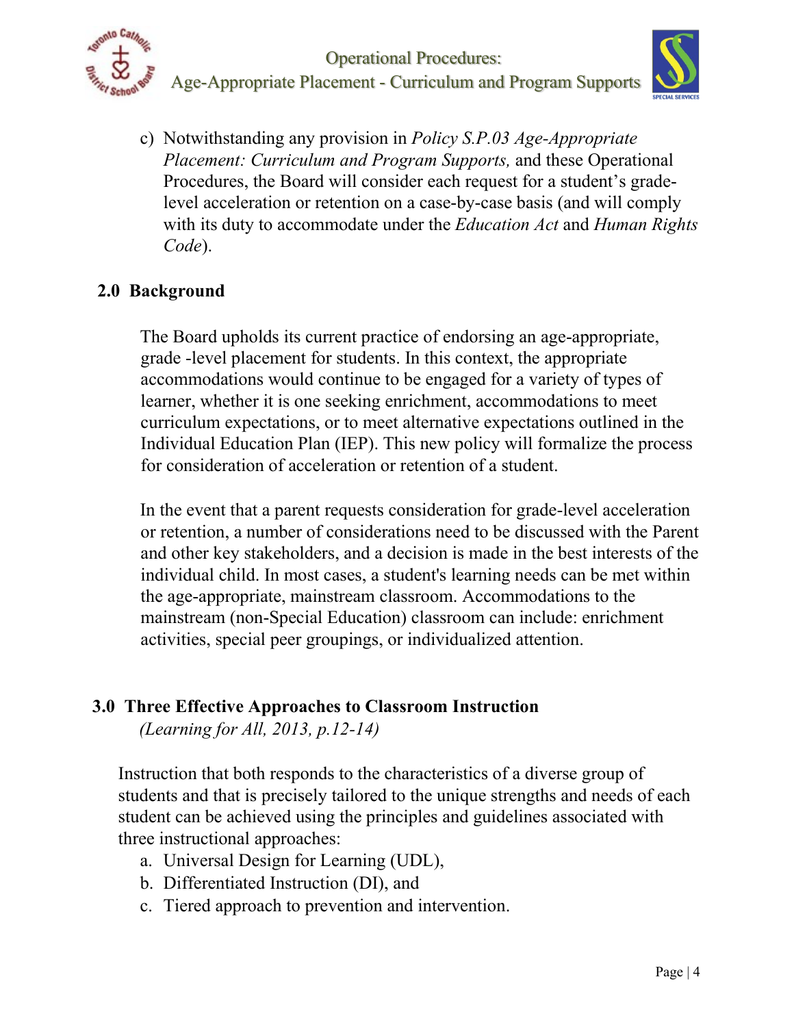c) Notwithstanding any provision in *Policy S.P.03 Age-Appropriate Placement: Curriculum and Program Supports,* and these Operational Procedures, the Board will consider each request for a student's grade-level acceleration or retention on a case-by-case basis (and will comply with its duty to accommodate under the *Education Act* and *Human Rights Code*).

## 2.0 Background

The Board upholds its current practice of endorsing an age-appropriate, grade -level placement for students. In this context, the appropriate accommodations would continue to be engaged for a variety of types of learner, whether it is one seeking enrichment, accommodations to meet curriculum expectations, or to meet alternative expectations outlined in the Individual Education Plan (IEP). This new policy will formalize the process for consideration of acceleration or retention of a student.

In the event that a parent requests consideration for grade-level acceleration or retention, a number of considerations need to be discussed with the Parent and other key stakeholders, and a decision is made in the best interests of the individual child. In most cases, a student's learning needs can be met within the age-appropriate, mainstream classroom. Accommodations to the mainstream (non-Special Education) classroom can include: enrichment activities, special peer groupings, or individualized attention.

## 3.0 Three Effective Approaches to Classroom Instruction

*(Learning for All, 2013, p.12-14)*

Instruction that both responds to the characteristics of a diverse group of students and that is precisely tailored to the unique strengths and needs of each student can be achieved using the principles and guidelines associated with three instructional approaches:

a. Universal Design for Learning (UDL),
b. Differentiated Instruction (DI), and
c. Tiered approach to prevention and intervention.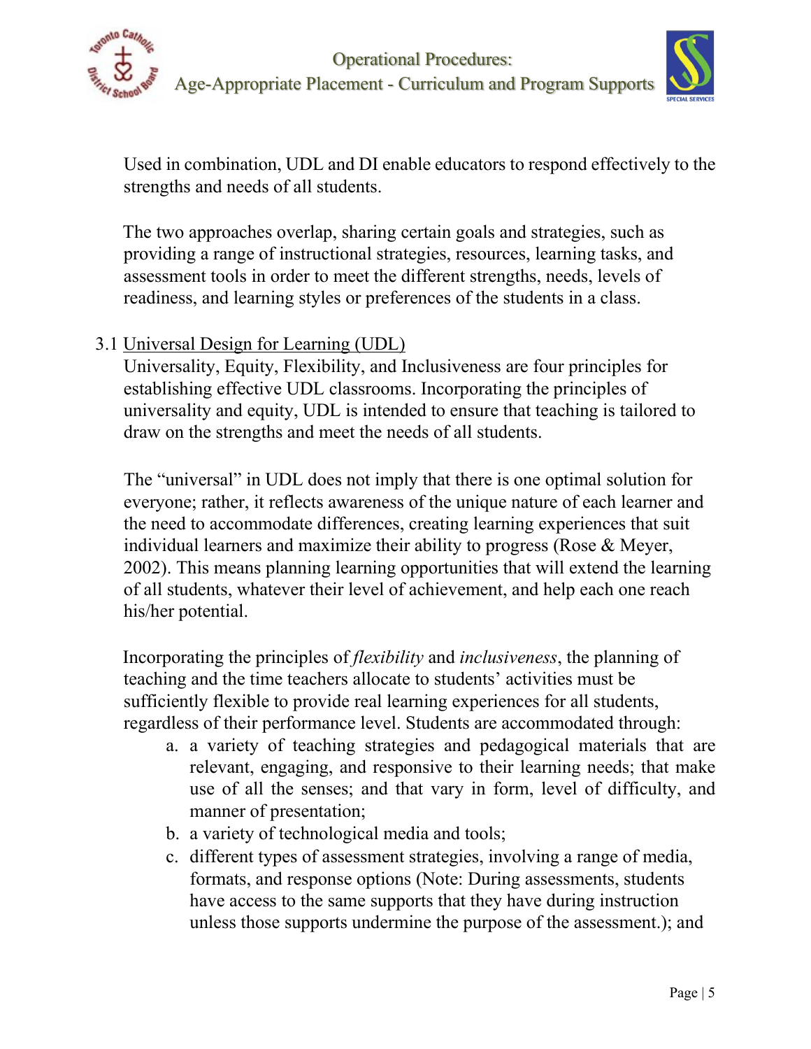Used in combination, UDL and DI enable educators to respond effectively to the strengths and needs of all students.

The two approaches overlap, sharing certain goals and strategies, such as providing a range of instructional strategies, resources, learning tasks, and assessment tools in order to meet the different strengths, needs, levels of readiness, and learning styles or preferences of the students in a class.

3.1 Universal Design for Learning (UDL)

Universality, Equity, Flexibility, and Inclusiveness are four principles for establishing effective UDL classrooms. Incorporating the principles of universality and equity, UDL is intended to ensure that teaching is tailored to draw on the strengths and meet the needs of all students.

The "universal" in UDL does not imply that there is one optimal solution for everyone; rather, it reflects awareness of the unique nature of each learner and the need to accommodate differences, creating learning experiences that suit individual learners and maximize their ability to progress (Rose & Meyer, 2002). This means planning learning opportunities that will extend the learning of all students, whatever their level of achievement, and help each one reach his/her potential.

Incorporating the principles of *flexibility* and *inclusiveness*, the planning of teaching and the time teachers allocate to students' activities must be sufficiently flexible to provide real learning experiences for all students, regardless of their performance level. Students are accommodated through:

a. a variety of teaching strategies and pedagogical materials that are relevant, engaging, and responsive to their learning needs; that make use of all the senses; and that vary in form, level of difficulty, and manner of presentation;
b. a variety of technological media and tools;
c. different types of assessment strategies, involving a range of media, formats, and response options (Note: During assessments, students have access to the same supports that they have during instruction unless those supports undermine the purpose of the assessment.); and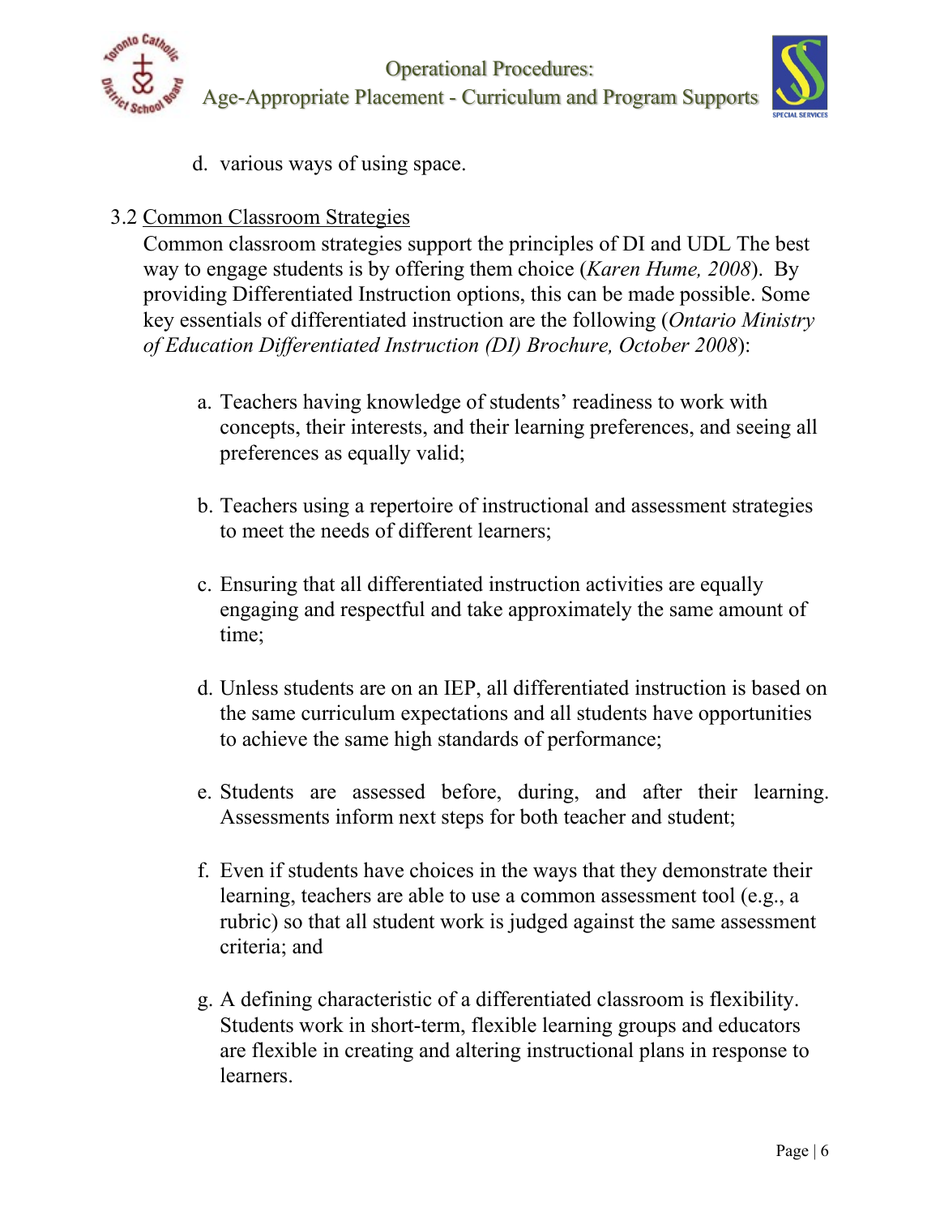d. various ways of using space.

3.2 <u>Common Classroom Strategies</u>

Common classroom strategies support the principles of DI and UDL The best way to engage students is by offering them choice (*Karen Hume, 2008*). By providing Differentiated Instruction options, this can be made possible. Some key essentials of differentiated instruction are the following (*Ontario Ministry of Education Differentiated Instruction (DI) Brochure, October 2008*):

a. Teachers having knowledge of students' readiness to work with concepts, their interests, and their learning preferences, and seeing all preferences as equally valid;

b. Teachers using a repertoire of instructional and assessment strategies to meet the needs of different learners;

c. Ensuring that all differentiated instruction activities are equally engaging and respectful and take approximately the same amount of time;

d. Unless students are on an IEP, all differentiated instruction is based on the same curriculum expectations and all students have opportunities to achieve the same high standards of performance;

e. Students are assessed before, during, and after their learning. Assessments inform next steps for both teacher and student;

f. Even if students have choices in the ways that they demonstrate their learning, teachers are able to use a common assessment tool (e.g., a rubric) so that all student work is judged against the same assessment criteria; and

g. A defining characteristic of a differentiated classroom is flexibility. Students work in short-term, flexible learning groups and educators are flexible in creating and altering instructional plans in response to learners.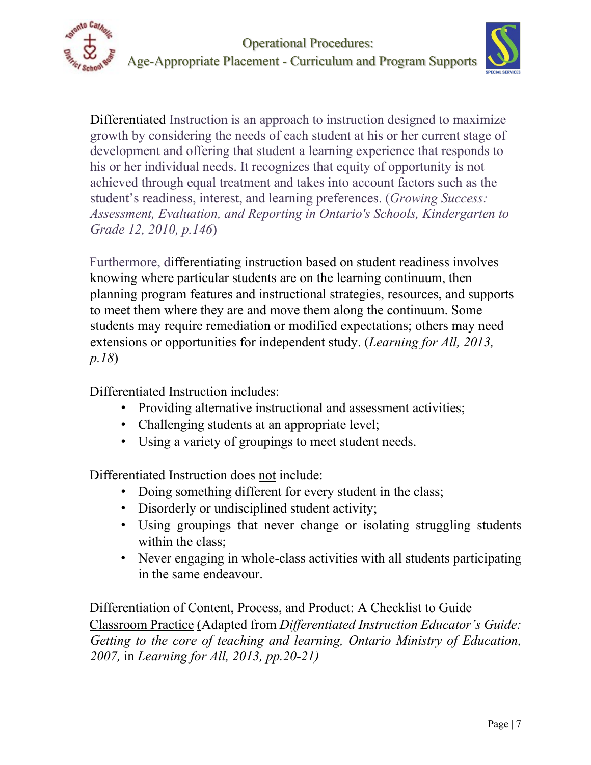Differentiated Instruction is an approach to instruction designed to maximize growth by considering the needs of each student at his or her current stage of development and offering that student a learning experience that responds to his or her individual needs. It recognizes that equity of opportunity is not achieved through equal treatment and takes into account factors such as the student's readiness, interest, and learning preferences. (*Growing Success: Assessment, Evaluation, and Reporting in Ontario's Schools, Kindergarten to Grade 12, 2010, p.146*)

Furthermore, differentiating instruction based on student readiness involves knowing where particular students are on the learning continuum, then planning program features and instructional strategies, resources, and supports to meet them where they are and move them along the continuum. Some students may require remediation or modified expectations; others may need extensions or opportunities for independent study. (*Learning for All, 2013, p.18*)

Differentiated Instruction includes:

- Providing alternative instructional and assessment activities;
- Challenging students at an appropriate level;
- Using a variety of groupings to meet student needs.

Differentiated Instruction does <u>not</u> include:

- Doing something different for every student in the class;
- Disorderly or undisciplined student activity;
- Using groupings that never change or isolating struggling students within the class;
- Never engaging in whole-class activities with all students participating in the same endeavour.

<u>Differentiation of Content, Process, and Product: A Checklist to Guide Classroom Practice</u> (Adapted from *Differentiated Instruction Educator's Guide: Getting to the core of teaching and learning, Ontario Ministry of Education, 2007,* in *Learning for All, 2013, pp.20-21)*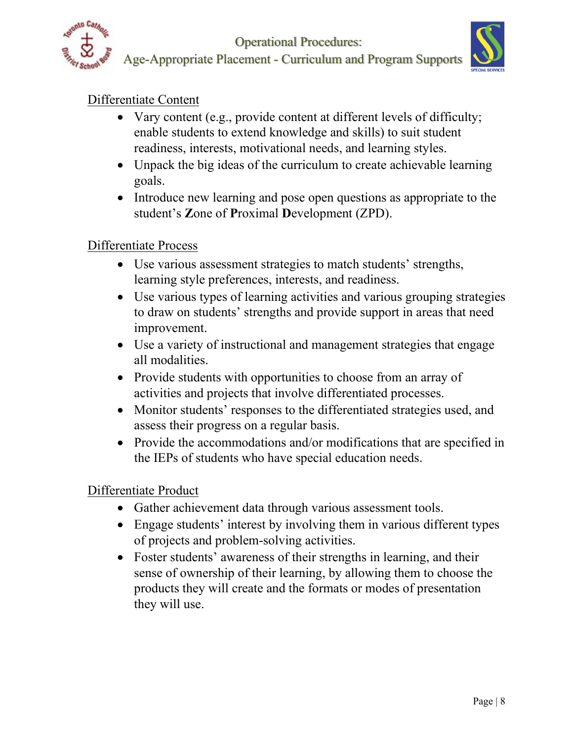Differentiate Content

- Vary content (e.g., provide content at different levels of difficulty; enable students to extend knowledge and skills) to suit student readiness, interests, motivational needs, and learning styles.
- Unpack the big ideas of the curriculum to create achievable learning goals.
- Introduce new learning and pose open questions as appropriate to the student's **Z**one of **P**roximal **D**evelopment (ZPD).

Differentiate Process

- Use various assessment strategies to match students' strengths, learning style preferences, interests, and readiness.
- Use various types of learning activities and various grouping strategies to draw on students' strengths and provide support in areas that need improvement.
- Use a variety of instructional and management strategies that engage all modalities.
- Provide students with opportunities to choose from an array of activities and projects that involve differentiated processes.
- Monitor students' responses to the differentiated strategies used, and assess their progress on a regular basis.
- Provide the accommodations and/or modifications that are specified in the IEPs of students who have special education needs.

Differentiate Product

- Gather achievement data through various assessment tools.
- Engage students' interest by involving them in various different types of projects and problem-solving activities.
- Foster students' awareness of their strengths in learning, and their sense of ownership of their learning, by allowing them to choose the products they will create and the formats or modes of presentation they will use.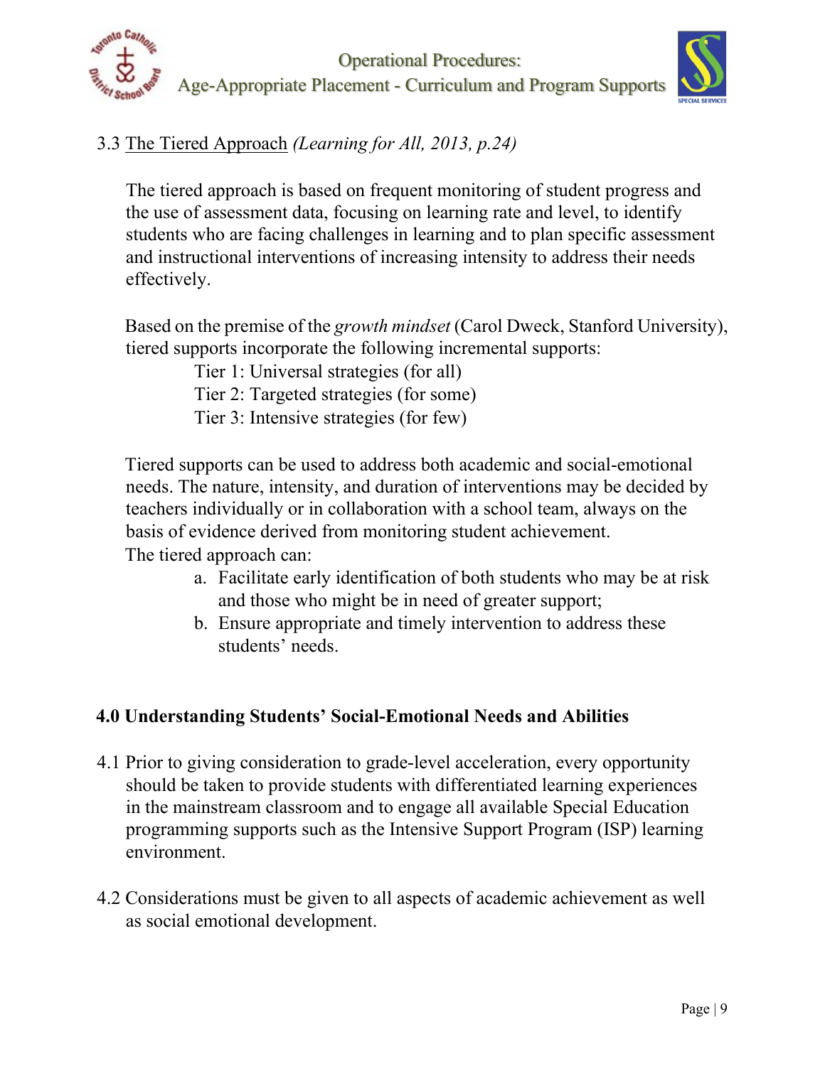3.3 The Tiered Approach *(Learning for All, 2013, p.24)*

The tiered approach is based on frequent monitoring of student progress and the use of assessment data, focusing on learning rate and level, to identify students who are facing challenges in learning and to plan specific assessment and instructional interventions of increasing intensity to address their needs effectively.

Based on the premise of the *growth mindset* (Carol Dweck, Stanford University), tiered supports incorporate the following incremental supports:

Tier 1: Universal strategies (for all)
Tier 2: Targeted strategies (for some)
Tier 3: Intensive strategies (for few)

Tiered supports can be used to address both academic and social-emotional needs. The nature, intensity, and duration of interventions may be decided by teachers individually or in collaboration with a school team, always on the basis of evidence derived from monitoring student achievement.
The tiered approach can:

a. Facilitate early identification of both students who may be at risk and those who might be in need of greater support;
b. Ensure appropriate and timely intervention to address these students' needs.

## 4.0 Understanding Students' Social-Emotional Needs and Abilities

4.1 Prior to giving consideration to grade-level acceleration, every opportunity should be taken to provide students with differentiated learning experiences in the mainstream classroom and to engage all available Special Education programming supports such as the Intensive Support Program (ISP) learning environment.

4.2 Considerations must be given to all aspects of academic achievement as well as social emotional development.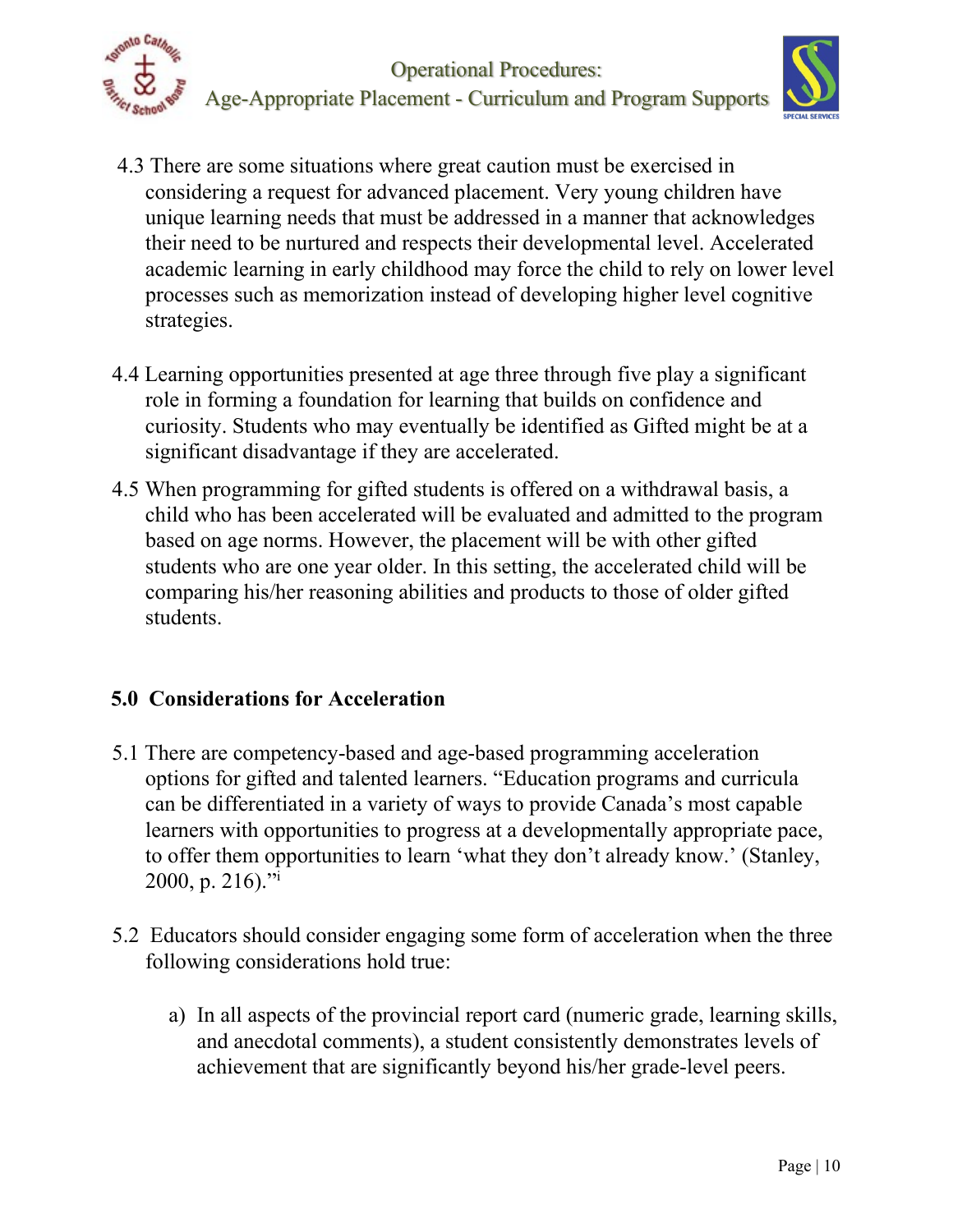4.3 There are some situations where great caution must be exercised in considering a request for advanced placement. Very young children have unique learning needs that must be addressed in a manner that acknowledges their need to be nurtured and respects their developmental level. Accelerated academic learning in early childhood may force the child to rely on lower level processes such as memorization instead of developing higher level cognitive strategies.

4.4 Learning opportunities presented at age three through five play a significant role in forming a foundation for learning that builds on confidence and curiosity. Students who may eventually be identified as Gifted might be at a significant disadvantage if they are accelerated.

4.5 When programming for gifted students is offered on a withdrawal basis, a child who has been accelerated will be evaluated and admitted to the program based on age norms. However, the placement will be with other gifted students who are one year older. In this setting, the accelerated child will be comparing his/her reasoning abilities and products to those of older gifted students.

## 5.0 Considerations for Acceleration

5.1 There are competency-based and age-based programming acceleration options for gifted and talented learners. "Education programs and curricula can be differentiated in a variety of ways to provide Canada's most capable learners with opportunities to progress at a developmentally appropriate pace, to offer them opportunities to learn 'what they don't already know.' (Stanley, 2000, p. 216)."[i]

5.2 Educators should consider engaging some form of acceleration when the three following considerations hold true:

a) In all aspects of the provincial report card (numeric grade, learning skills, and anecdotal comments), a student consistently demonstrates levels of achievement that are significantly beyond his/her grade-level peers.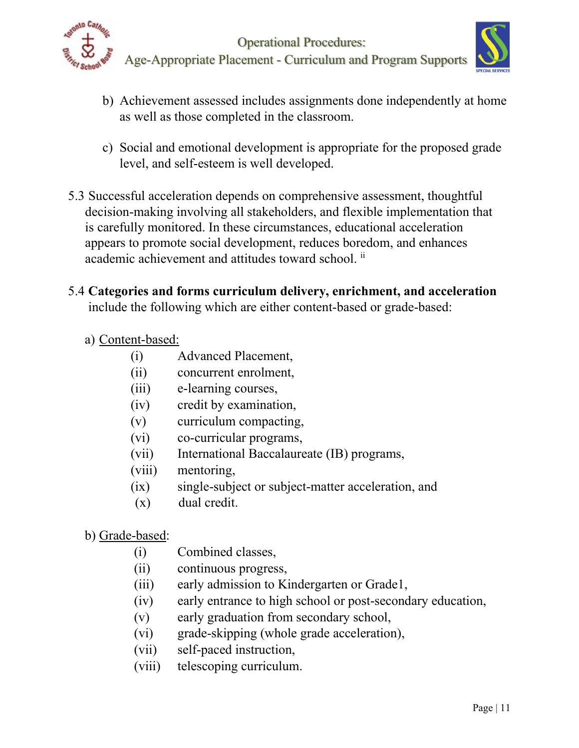b) Achievement assessed includes assignments done independently at home as well as those completed in the classroom.

c) Social and emotional development is appropriate for the proposed grade level, and self-esteem is well developed.

5.3 Successful acceleration depends on comprehensive assessment, thoughtful decision-making involving all stakeholders, and flexible implementation that is carefully monitored. In these circumstances, educational acceleration appears to promote social development, reduces boredom, and enhances academic achievement and attitudes toward school. [ii]

5.4 **Categories and forms curriculum delivery, enrichment, and acceleration** include the following which are either content-based or grade-based:

a) Content-based:

- (i) Advanced Placement,
- (ii) concurrent enrolment,
- (iii) e-learning courses,
- (iv) credit by examination,
- (v) curriculum compacting,
- (vi) co-curricular programs,
- (vii) International Baccalaureate (IB) programs,
- (viii) mentoring,
- (ix) single-subject or subject-matter acceleration, and
- (x) dual credit.

b) Grade-based:

- (i) Combined classes,
- (ii) continuous progress,
- (iii) early admission to Kindergarten or Grade1,
- (iv) early entrance to high school or post-secondary education,
- (v) early graduation from secondary school,
- (vi) grade-skipping (whole grade acceleration),
- (vii) self-paced instruction,
- (viii) telescoping curriculum.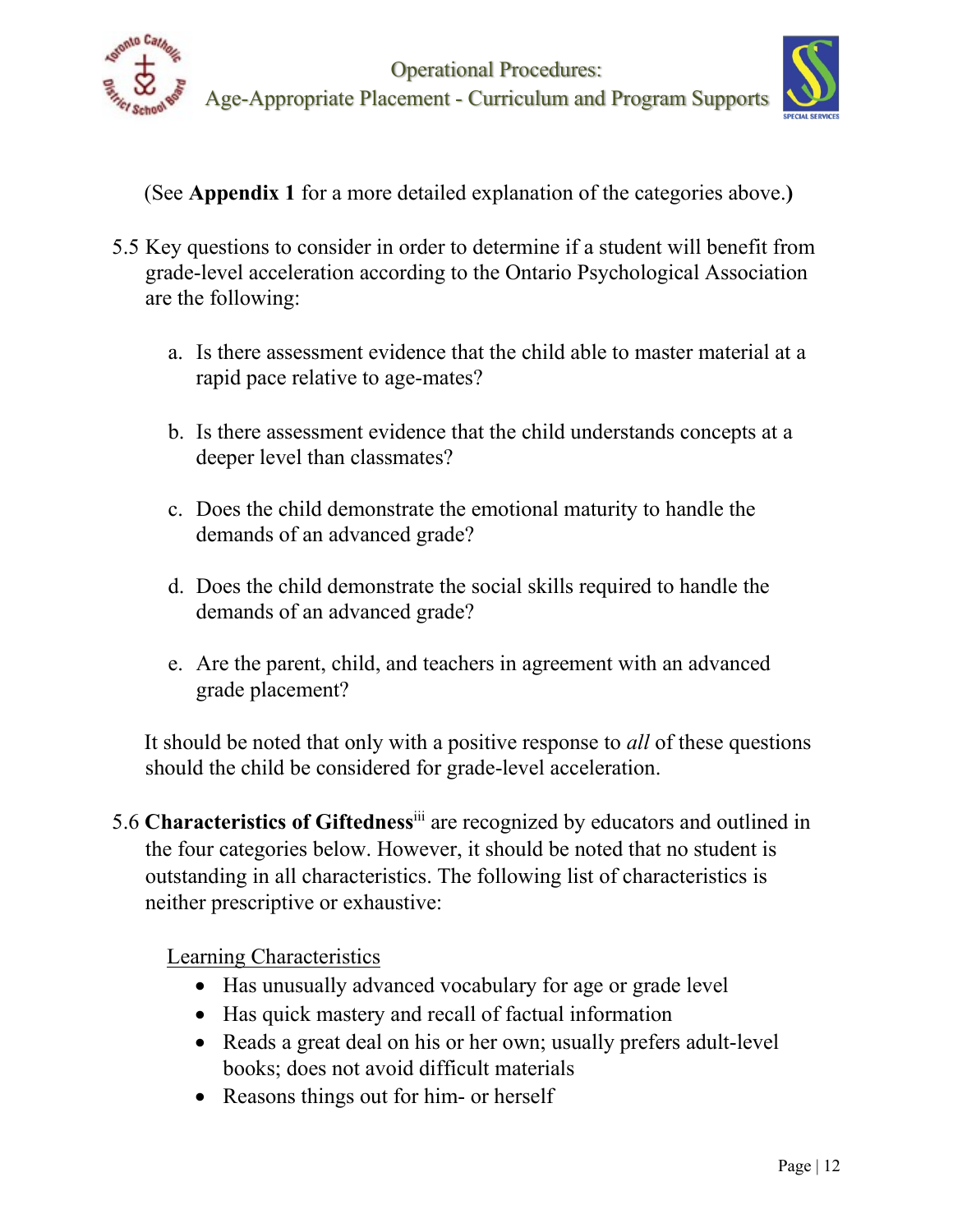(See **Appendix 1** for a more detailed explanation of the categories above.**)**

5.5 Key questions to consider in order to determine if a student will benefit from grade-level acceleration according to the Ontario Psychological Association are the following:

a. Is there assessment evidence that the child able to master material at a rapid pace relative to age-mates?

b. Is there assessment evidence that the child understands concepts at a deeper level than classmates?

c. Does the child demonstrate the emotional maturity to handle the demands of an advanced grade?

d. Does the child demonstrate the social skills required to handle the demands of an advanced grade?

e. Are the parent, child, and teachers in agreement with an advanced grade placement?

It should be noted that only with a positive response to *all* of these questions should the child be considered for grade-level acceleration.

5.6 **Characteristics of Giftedness**[iii] are recognized by educators and outlined in the four categories below. However, it should be noted that no student is outstanding in all characteristics. The following list of characteristics is neither prescriptive or exhaustive:

Learning Characteristics

- Has unusually advanced vocabulary for age or grade level
- Has quick mastery and recall of factual information
- Reads a great deal on his or her own; usually prefers adult-level books; does not avoid difficult materials
- Reasons things out for him- or herself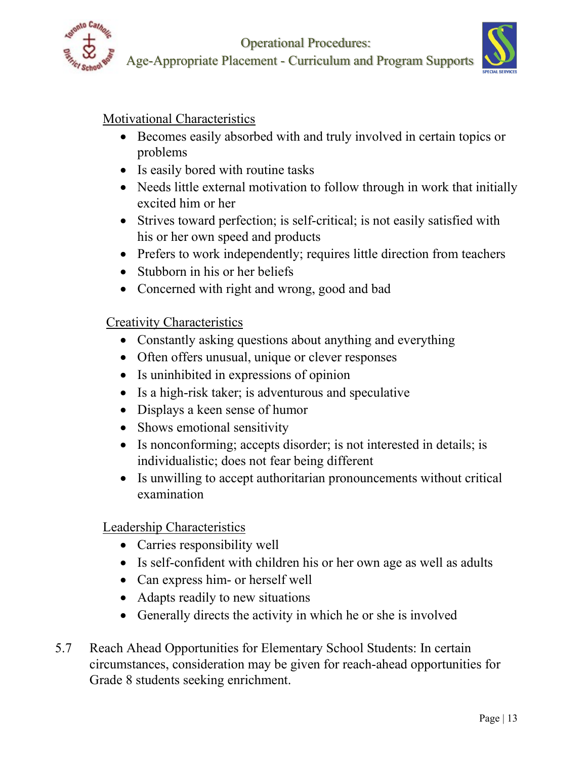Motivational Characteristics

- Becomes easily absorbed with and truly involved in certain topics or problems
- Is easily bored with routine tasks
- Needs little external motivation to follow through in work that initially excited him or her
- Strives toward perfection; is self-critical; is not easily satisfied with his or her own speed and products
- Prefers to work independently; requires little direction from teachers
- Stubborn in his or her beliefs
- Concerned with right and wrong, good and bad

Creativity Characteristics

- Constantly asking questions about anything and everything
- Often offers unusual, unique or clever responses
- Is uninhibited in expressions of opinion
- Is a high-risk taker; is adventurous and speculative
- Displays a keen sense of humor
- Shows emotional sensitivity
- Is nonconforming; accepts disorder; is not interested in details; is individualistic; does not fear being different
- Is unwilling to accept authoritarian pronouncements without critical examination

Leadership Characteristics

- Carries responsibility well
- Is self-confident with children his or her own age as well as adults
- Can express him- or herself well
- Adapts readily to new situations
- Generally directs the activity in which he or she is involved

5.7 Reach Ahead Opportunities for Elementary School Students: In certain circumstances, consideration may be given for reach-ahead opportunities for Grade 8 students seeking enrichment.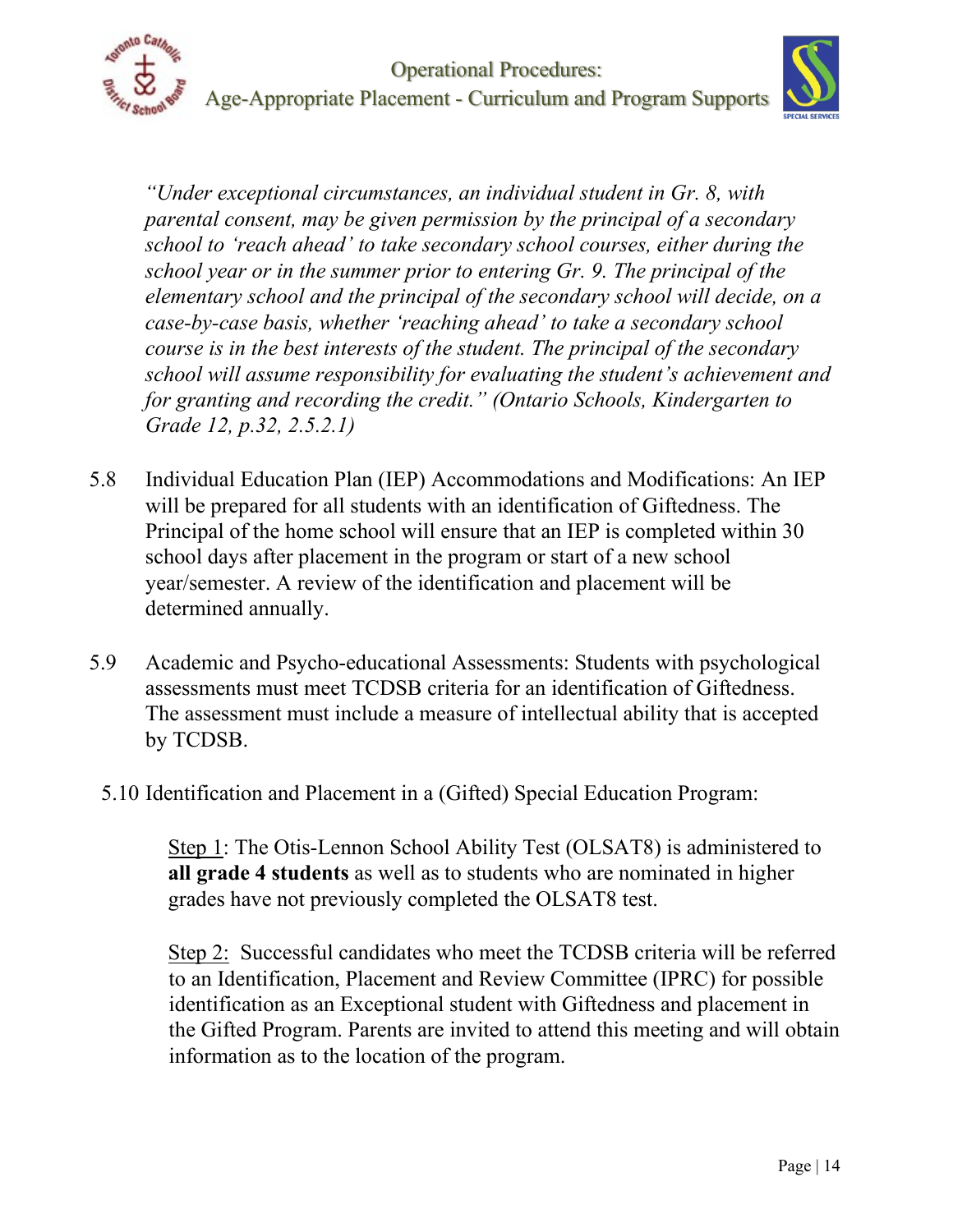*"Under exceptional circumstances, an individual student in Gr. 8, with parental consent, may be given permission by the principal of a secondary school to 'reach ahead' to take secondary school courses, either during the school year or in the summer prior to entering Gr. 9. The principal of the elementary school and the principal of the secondary school will decide, on a case-by-case basis, whether 'reaching ahead' to take a secondary school course is in the best interests of the student. The principal of the secondary school will assume responsibility for evaluating the student's achievement and for granting and recording the credit." (Ontario Schools, Kindergarten to Grade 12, p.32, 2.5.2.1)*

5.8 Individual Education Plan (IEP) Accommodations and Modifications: An IEP will be prepared for all students with an identification of Giftedness. The Principal of the home school will ensure that an IEP is completed within 30 school days after placement in the program or start of a new school year/semester. A review of the identification and placement will be determined annually.

5.9 Academic and Psycho-educational Assessments: Students with psychological assessments must meet TCDSB criteria for an identification of Giftedness. The assessment must include a measure of intellectual ability that is accepted by TCDSB.

5.10 Identification and Placement in a (Gifted) Special Education Program:

Step 1: The Otis-Lennon School Ability Test (OLSAT8) is administered to **all grade 4 students** as well as to students who are nominated in higher grades have not previously completed the OLSAT8 test.

Step 2: Successful candidates who meet the TCDSB criteria will be referred to an Identification, Placement and Review Committee (IPRC) for possible identification as an Exceptional student with Giftedness and placement in the Gifted Program. Parents are invited to attend this meeting and will obtain information as to the location of the program.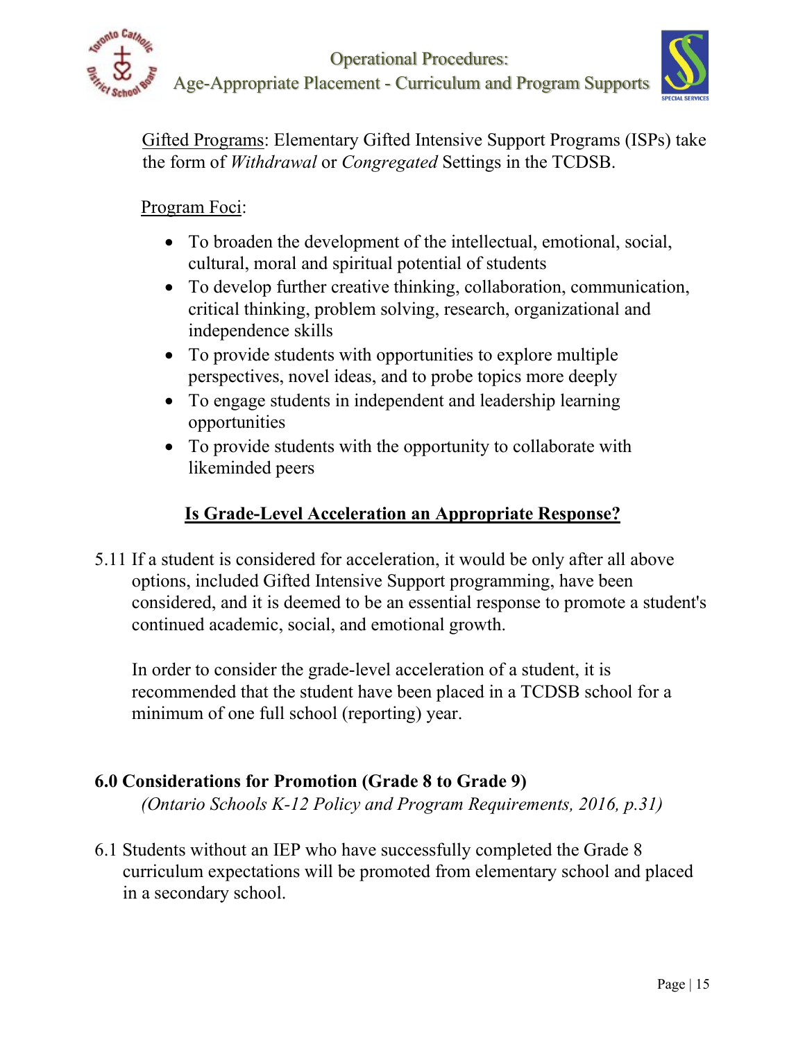Gifted Programs: Elementary Gifted Intensive Support Programs (ISPs) take the form of *Withdrawal* or *Congregated* Settings in the TCDSB.

Program Foci:

- To broaden the development of the intellectual, emotional, social, cultural, moral and spiritual potential of students
- To develop further creative thinking, collaboration, communication, critical thinking, problem solving, research, organizational and independence skills
- To provide students with opportunities to explore multiple perspectives, novel ideas, and to probe topics more deeply
- To engage students in independent and leadership learning opportunities
- To provide students with the opportunity to collaborate with likeminded peers

**Is Grade-Level Acceleration an Appropriate Response?**

5.11 If a student is considered for acceleration, it would be only after all above options, included Gifted Intensive Support programming, have been considered, and it is deemed to be an essential response to promote a student's continued academic, social, and emotional growth.

In order to consider the grade-level acceleration of a student, it is recommended that the student have been placed in a TCDSB school for a minimum of one full school (reporting) year.

## 6.0 Considerations for Promotion (Grade 8 to Grade 9)

*(Ontario Schools K-12 Policy and Program Requirements, 2016, p.31)*

6.1 Students without an IEP who have successfully completed the Grade 8 curriculum expectations will be promoted from elementary school and placed in a secondary school.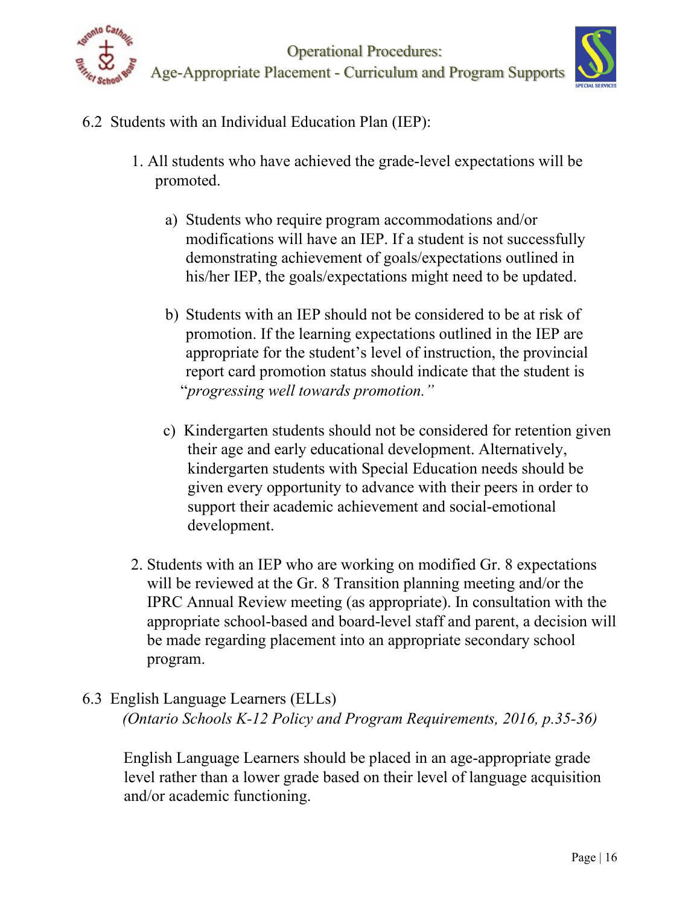6.2 Students with an Individual Education Plan (IEP):

1. All students who have achieved the grade-level expectations will be promoted.

   a) Students who require program accommodations and/or modifications will have an IEP. If a student is not successfully demonstrating achievement of goals/expectations outlined in his/her IEP, the goals/expectations might need to be updated.

   b) Students with an IEP should not be considered to be at risk of promotion. If the learning expectations outlined in the IEP are appropriate for the student's level of instruction, the provincial report card promotion status should indicate that the student is "*progressing well towards promotion.*"

   c) Kindergarten students should not be considered for retention given their age and early educational development. Alternatively, kindergarten students with Special Education needs should be given every opportunity to advance with their peers in order to support their academic achievement and social-emotional development.

2. Students with an IEP who are working on modified Gr. 8 expectations will be reviewed at the Gr. 8 Transition planning meeting and/or the IPRC Annual Review meeting (as appropriate). In consultation with the appropriate school-based and board-level staff and parent, a decision will be made regarding placement into an appropriate secondary school program.

6.3 English Language Learners (ELLs)
*(Ontario Schools K-12 Policy and Program Requirements, 2016, p.35-36)*

English Language Learners should be placed in an age-appropriate grade level rather than a lower grade based on their level of language acquisition and/or academic functioning.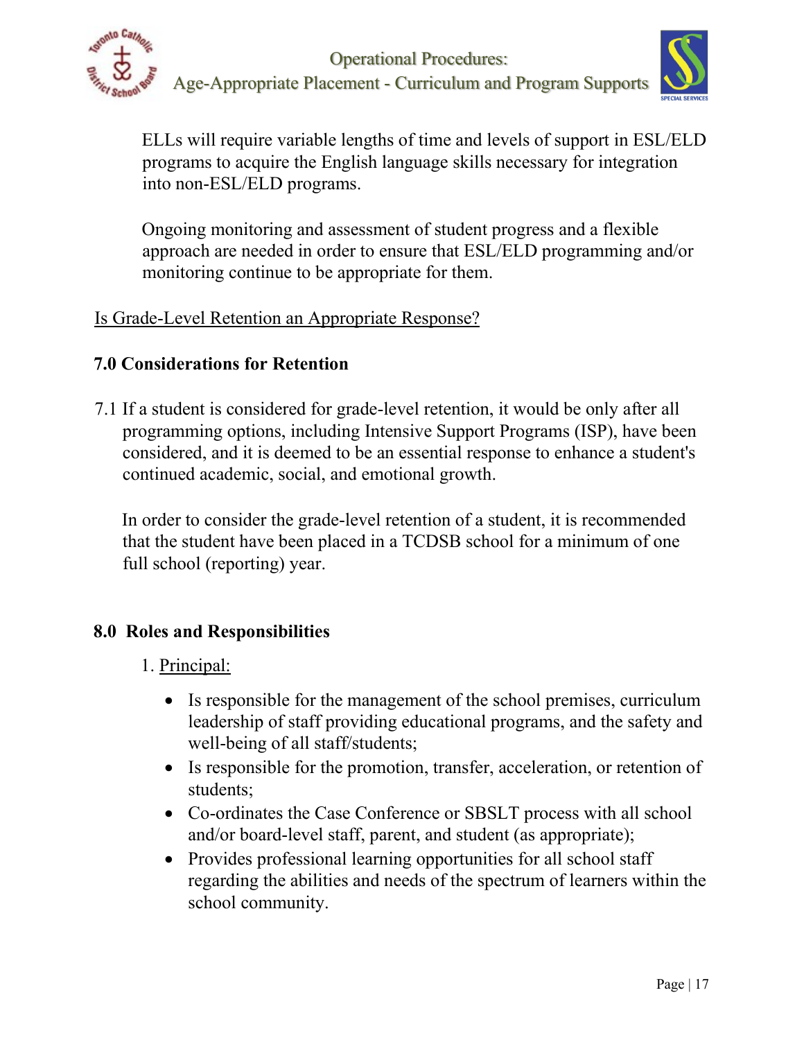ELLs will require variable lengths of time and levels of support in ESL/ELD programs to acquire the English language skills necessary for integration into non-ESL/ELD programs.

Ongoing monitoring and assessment of student progress and a flexible approach are needed in order to ensure that ESL/ELD programming and/or monitoring continue to be appropriate for them.

<u>Is Grade-Level Retention an Appropriate Response?</u>

## 7.0 Considerations for Retention

7.1 If a student is considered for grade-level retention, it would be only after all programming options, including Intensive Support Programs (ISP), have been considered, and it is deemed to be an essential response to enhance a student's continued academic, social, and emotional growth.

In order to consider the grade-level retention of a student, it is recommended that the student have been placed in a TCDSB school for a minimum of one full school (reporting) year.

## 8.0 Roles and Responsibilities

1. <u>Principal:</u>
   - Is responsible for the management of the school premises, curriculum leadership of staff providing educational programs, and the safety and well-being of all staff/students;
   - Is responsible for the promotion, transfer, acceleration, or retention of students;
   - Co-ordinates the Case Conference or SBSLT process with all school and/or board-level staff, parent, and student (as appropriate);
   - Provides professional learning opportunities for all school staff regarding the abilities and needs of the spectrum of learners within the school community.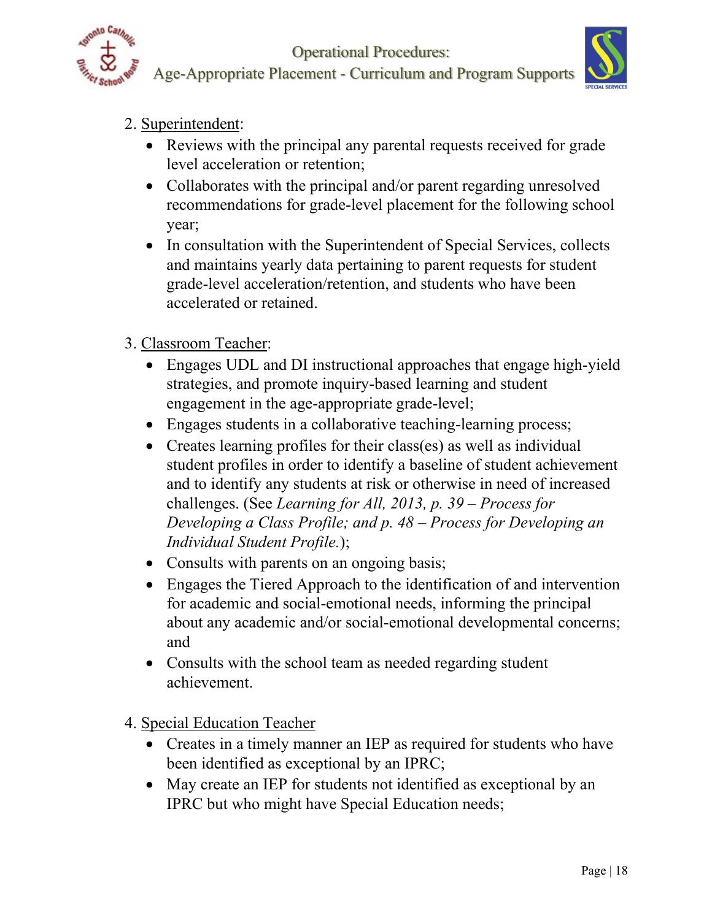2. <u>Superintendent</u>:
   - Reviews with the principal any parental requests received for grade level acceleration or retention;
   - Collaborates with the principal and/or parent regarding unresolved recommendations for grade-level placement for the following school year;
   - In consultation with the Superintendent of Special Services, collects and maintains yearly data pertaining to parent requests for student grade-level acceleration/retention, and students who have been accelerated or retained.

3. <u>Classroom Teacher</u>:
   - Engages UDL and DI instructional approaches that engage high-yield strategies, and promote inquiry-based learning and student engagement in the age-appropriate grade-level;
   - Engages students in a collaborative teaching-learning process;
   - Creates learning profiles for their class(es) as well as individual student profiles in order to identify a baseline of student achievement and to identify any students at risk or otherwise in need of increased challenges. (See *Learning for All, 2013, p. 39 – Process for Developing a Class Profile; and p. 48 – Process for Developing an Individual Student Profile.*);
   - Consults with parents on an ongoing basis;
   - Engages the Tiered Approach to the identification of and intervention for academic and social-emotional needs, informing the principal about any academic and/or social-emotional developmental concerns; and
   - Consults with the school team as needed regarding student achievement.

4. <u>Special Education Teacher</u>
   - Creates in a timely manner an IEP as required for students who have been identified as exceptional by an IPRC;
   - May create an IEP for students not identified as exceptional by an IPRC but who might have Special Education needs;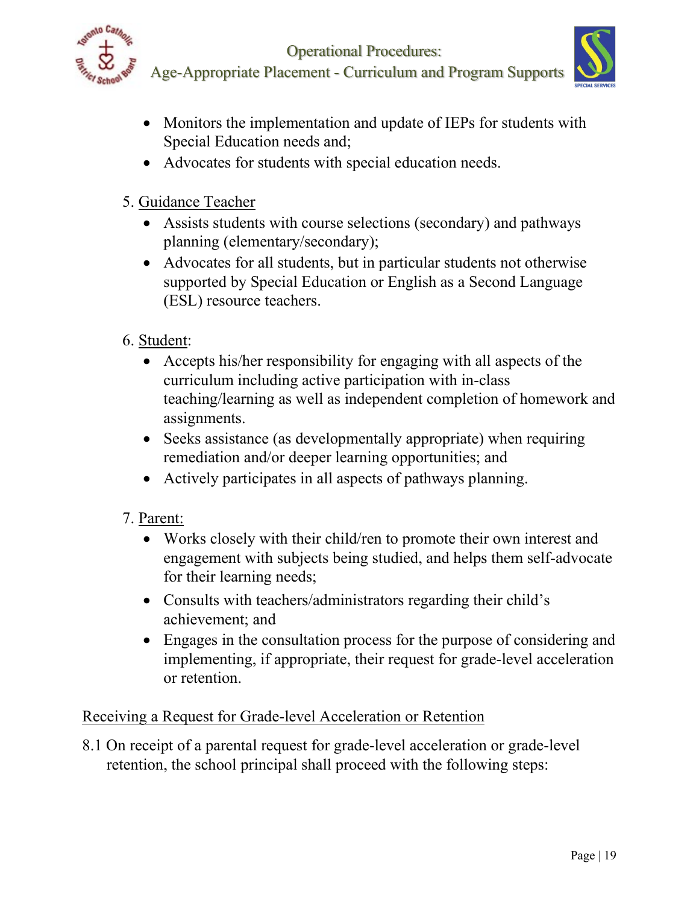- Monitors the implementation and update of IEPs for students with Special Education needs and;
- Advocates for students with special education needs.

5. Guidance Teacher
   - Assists students with course selections (secondary) and pathways planning (elementary/secondary);
   - Advocates for all students, but in particular students not otherwise supported by Special Education or English as a Second Language (ESL) resource teachers.

6. Student:
   - Accepts his/her responsibility for engaging with all aspects of the curriculum including active participation with in-class teaching/learning as well as independent completion of homework and assignments.
   - Seeks assistance (as developmentally appropriate) when requiring remediation and/or deeper learning opportunities; and
   - Actively participates in all aspects of pathways planning.

7. Parent:
   - Works closely with their child/ren to promote their own interest and engagement with subjects being studied, and helps them self-advocate for their learning needs;
   - Consults with teachers/administrators regarding their child's achievement; and
   - Engages in the consultation process for the purpose of considering and implementing, if appropriate, their request for grade-level acceleration or retention.

Receiving a Request for Grade-level Acceleration or Retention

8.1 On receipt of a parental request for grade-level acceleration or grade-level retention, the school principal shall proceed with the following steps: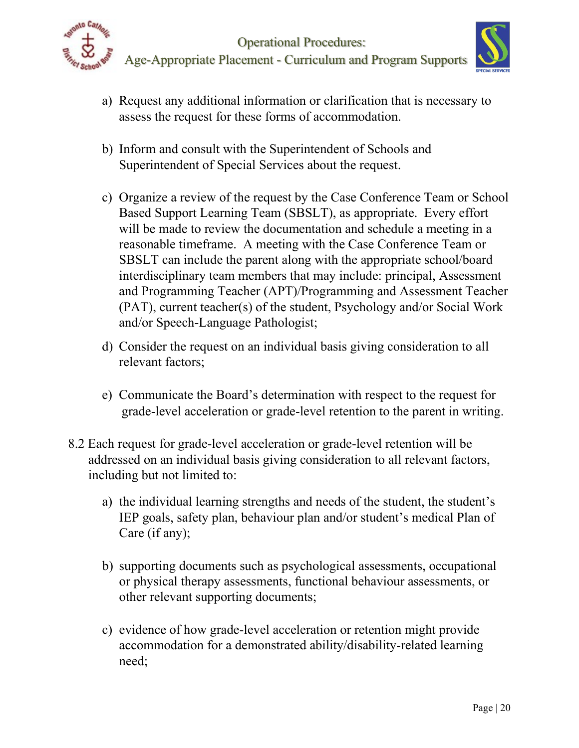a) Request any additional information or clarification that is necessary to assess the request for these forms of accommodation.

b) Inform and consult with the Superintendent of Schools and Superintendent of Special Services about the request.

c) Organize a review of the request by the Case Conference Team or School Based Support Learning Team (SBSLT), as appropriate. Every effort will be made to review the documentation and schedule a meeting in a reasonable timeframe. A meeting with the Case Conference Team or SBSLT can include the parent along with the appropriate school/board interdisciplinary team members that may include: principal, Assessment and Programming Teacher (APT)/Programming and Assessment Teacher (PAT), current teacher(s) of the student, Psychology and/or Social Work and/or Speech-Language Pathologist;

d) Consider the request on an individual basis giving consideration to all relevant factors;

e) Communicate the Board's determination with respect to the request for grade-level acceleration or grade-level retention to the parent in writing.

8.2 Each request for grade-level acceleration or grade-level retention will be addressed on an individual basis giving consideration to all relevant factors, including but not limited to:

a) the individual learning strengths and needs of the student, the student's IEP goals, safety plan, behaviour plan and/or student's medical Plan of Care (if any);

b) supporting documents such as psychological assessments, occupational or physical therapy assessments, functional behaviour assessments, or other relevant supporting documents;

c) evidence of how grade-level acceleration or retention might provide accommodation for a demonstrated ability/disability-related learning need;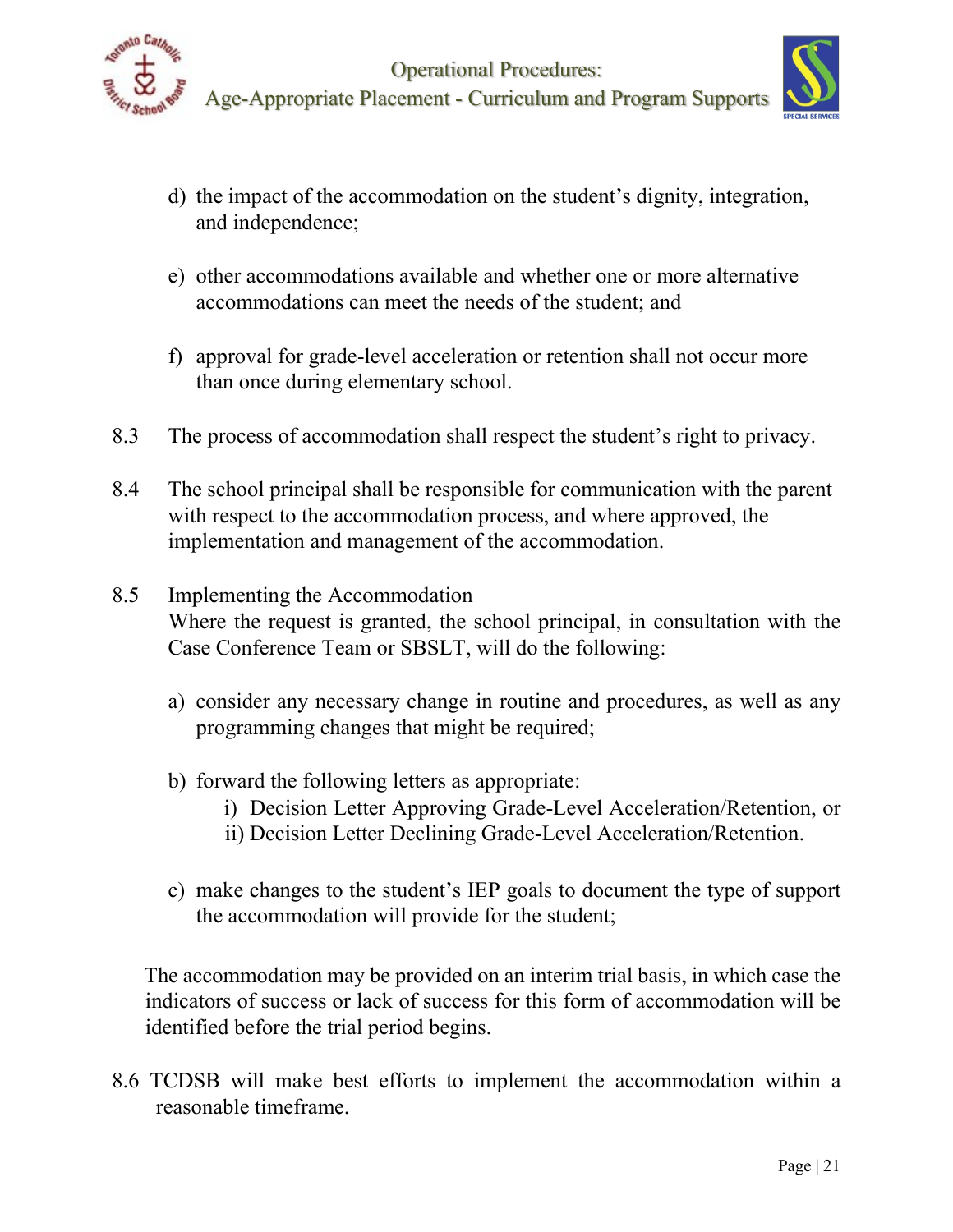d) the impact of the accommodation on the student's dignity, integration, and independence;

e) other accommodations available and whether one or more alternative accommodations can meet the needs of the student; and

f) approval for grade-level acceleration or retention shall not occur more than once during elementary school.

8.3 The process of accommodation shall respect the student's right to privacy.

8.4 The school principal shall be responsible for communication with the parent with respect to the accommodation process, and where approved, the implementation and management of the accommodation.

8.5 <u>Implementing the Accommodation</u>
Where the request is granted, the school principal, in consultation with the Case Conference Team or SBSLT, will do the following:

a) consider any necessary change in routine and procedures, as well as any programming changes that might be required;

b) forward the following letters as appropriate:
   i) Decision Letter Approving Grade-Level Acceleration/Retention, or
   ii) Decision Letter Declining Grade-Level Acceleration/Retention.

c) make changes to the student's IEP goals to document the type of support the accommodation will provide for the student;

The accommodation may be provided on an interim trial basis, in which case the indicators of success or lack of success for this form of accommodation will be identified before the trial period begins.

8.6 TCDSB will make best efforts to implement the accommodation within a reasonable timeframe.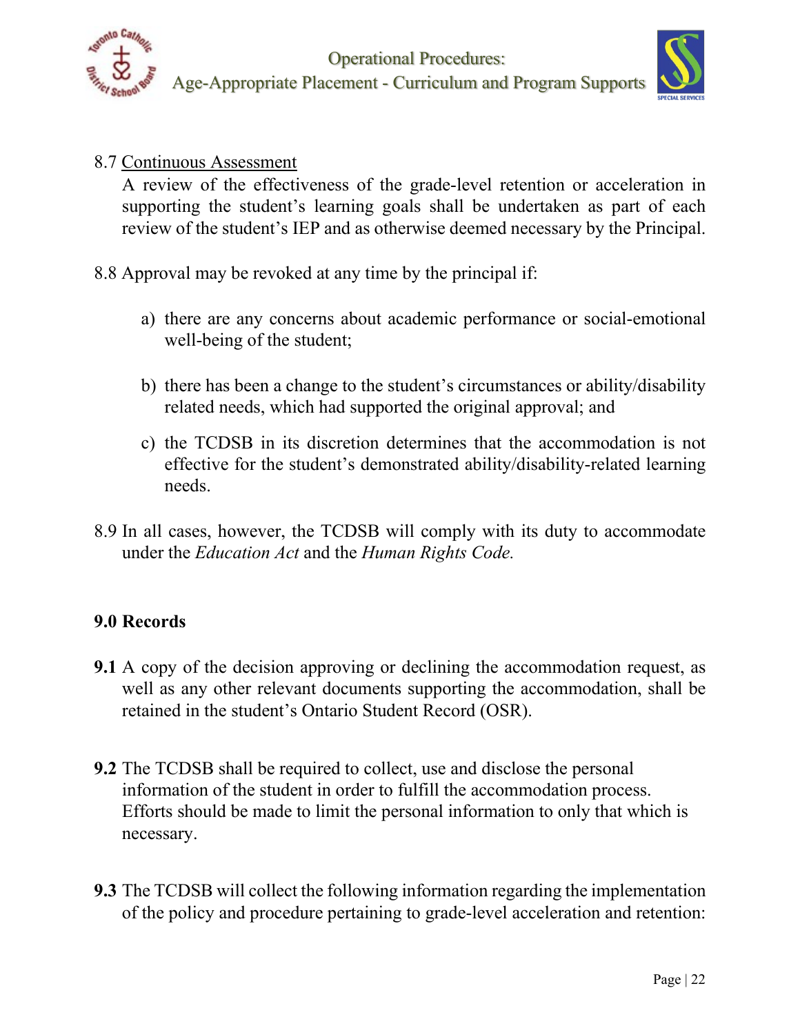8.7 Continuous Assessment

A review of the effectiveness of the grade-level retention or acceleration in supporting the student's learning goals shall be undertaken as part of each review of the student's IEP and as otherwise deemed necessary by the Principal.

8.8 Approval may be revoked at any time by the principal if:

a) there are any concerns about academic performance or social-emotional well-being of the student;

b) there has been a change to the student's circumstances or ability/disability related needs, which had supported the original approval; and

c) the TCDSB in its discretion determines that the accommodation is not effective for the student's demonstrated ability/disability-related learning needs.

8.9 In all cases, however, the TCDSB will comply with its duty to accommodate under the *Education Act* and the *Human Rights Code.*

## 9.0 Records

**9.1** A copy of the decision approving or declining the accommodation request, as well as any other relevant documents supporting the accommodation, shall be retained in the student's Ontario Student Record (OSR).

**9.2** The TCDSB shall be required to collect, use and disclose the personal information of the student in order to fulfill the accommodation process. Efforts should be made to limit the personal information to only that which is necessary.

**9.3** The TCDSB will collect the following information regarding the implementation of the policy and procedure pertaining to grade-level acceleration and retention: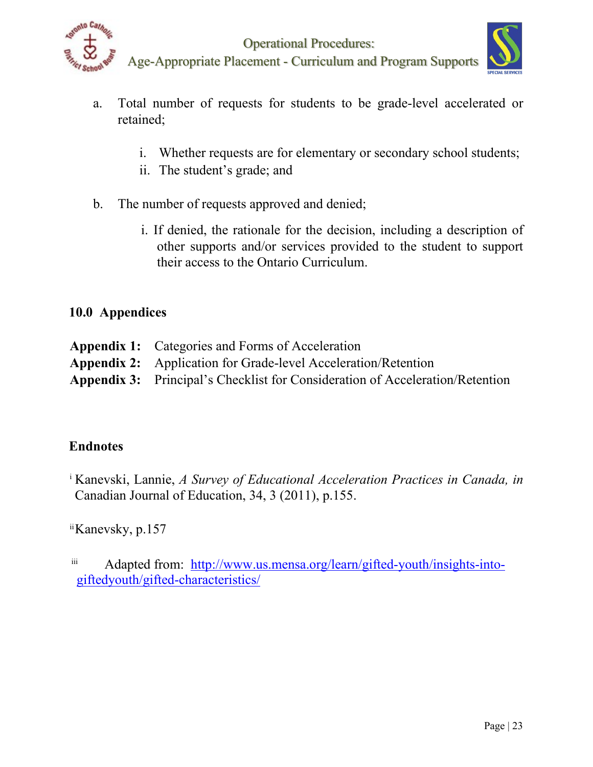a. Total number of requests for students to be grade-level accelerated or retained;

    i. Whether requests are for elementary or secondary school students;
    ii. The student's grade; and

b. The number of requests approved and denied;

    i. If denied, the rationale for the decision, including a description of other supports and/or services provided to the student to support their access to the Ontario Curriculum.

## 10.0 Appendices

**Appendix 1:** Categories and Forms of Acceleration
**Appendix 2:** Application for Grade-level Acceleration/Retention
**Appendix 3:** Principal's Checklist for Consideration of Acceleration/Retention

## Endnotes

[i] Kanevski, Lannie, *A Survey of Educational Acceleration Practices in Canada, in* Canadian Journal of Education, 34, 3 (2011), p.155.

[ii] Kanevsky, p.157

[iii] Adapted from: [http://www.us.mensa.org/learn/gifted-youth/insights-into-giftedyouth/gifted-characteristics/](http://www.us.mensa.org/learn/gifted-youth/insights-into-giftedyouth/gifted-characteristics/)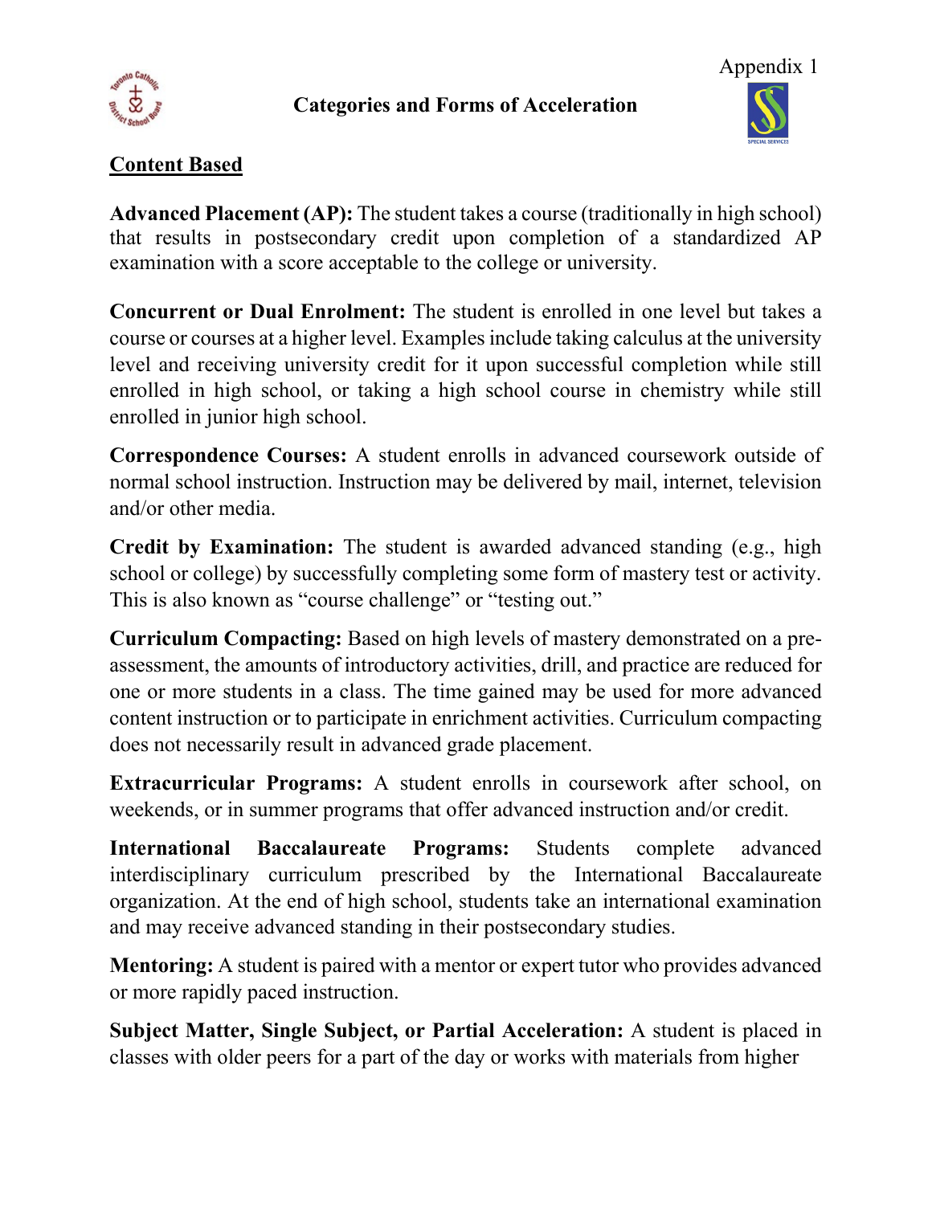Appendix 1

## Categories and Forms of Acceleration

### Content Based

**Advanced Placement (AP):** The student takes a course (traditionally in high school) that results in postsecondary credit upon completion of a standardized AP examination with a score acceptable to the college or university.

**Concurrent or Dual Enrolment:** The student is enrolled in one level but takes a course or courses at a higher level. Examples include taking calculus at the university level and receiving university credit for it upon successful completion while still enrolled in high school, or taking a high school course in chemistry while still enrolled in junior high school.

**Correspondence Courses:** A student enrolls in advanced coursework outside of normal school instruction. Instruction may be delivered by mail, internet, television and/or other media.

**Credit by Examination:** The student is awarded advanced standing (e.g., high school or college) by successfully completing some form of mastery test or activity. This is also known as "course challenge" or "testing out."

**Curriculum Compacting:** Based on high levels of mastery demonstrated on a pre-assessment, the amounts of introductory activities, drill, and practice are reduced for one or more students in a class. The time gained may be used for more advanced content instruction or to participate in enrichment activities. Curriculum compacting does not necessarily result in advanced grade placement.

**Extracurricular Programs:** A student enrolls in coursework after school, on weekends, or in summer programs that offer advanced instruction and/or credit.

**International Baccalaureate Programs:** Students complete advanced interdisciplinary curriculum prescribed by the International Baccalaureate organization. At the end of high school, students take an international examination and may receive advanced standing in their postsecondary studies.

**Mentoring:** A student is paired with a mentor or expert tutor who provides advanced or more rapidly paced instruction.

**Subject Matter, Single Subject, or Partial Acceleration:** A student is placed in classes with older peers for a part of the day or works with materials from higher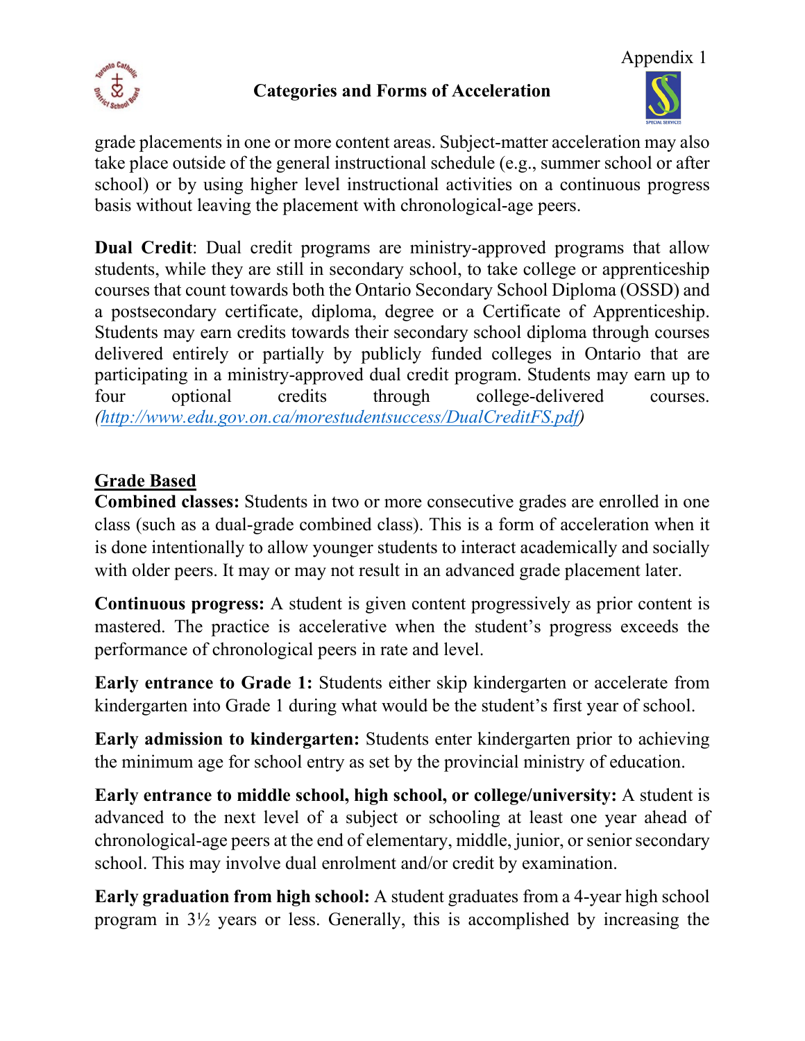grade placements in one or more content areas. Subject-matter acceleration may also take place outside of the general instructional schedule (e.g., summer school or after school) or by using higher level instructional activities on a continuous progress basis without leaving the placement with chronological-age peers.

**Dual Credit**: Dual credit programs are ministry-approved programs that allow students, while they are still in secondary school, to take college or apprenticeship courses that count towards both the Ontario Secondary School Diploma (OSSD) and a postsecondary certificate, diploma, degree or a Certificate of Apprenticeship. Students may earn credits towards their secondary school diploma through courses delivered entirely or partially by publicly funded colleges in Ontario that are participating in a ministry-approved dual credit program. Students may earn up to four optional credits through college-delivered courses. *(http://www.edu.gov.on.ca/morestudentsuccess/DualCreditFS.pdf)*

**Grade Based**

**Combined classes:** Students in two or more consecutive grades are enrolled in one class (such as a dual-grade combined class). This is a form of acceleration when it is done intentionally to allow younger students to interact academically and socially with older peers. It may or may not result in an advanced grade placement later.

**Continuous progress:** A student is given content progressively as prior content is mastered. The practice is accelerative when the student's progress exceeds the performance of chronological peers in rate and level.

**Early entrance to Grade 1:** Students either skip kindergarten or accelerate from kindergarten into Grade 1 during what would be the student's first year of school.

**Early admission to kindergarten:** Students enter kindergarten prior to achieving the minimum age for school entry as set by the provincial ministry of education.

**Early entrance to middle school, high school, or college/university:** A student is advanced to the next level of a subject or schooling at least one year ahead of chronological-age peers at the end of elementary, middle, junior, or senior secondary school. This may involve dual enrolment and/or credit by examination.

**Early graduation from high school:** A student graduates from a 4-year high school program in 3½ years or less. Generally, this is accomplished by increasing the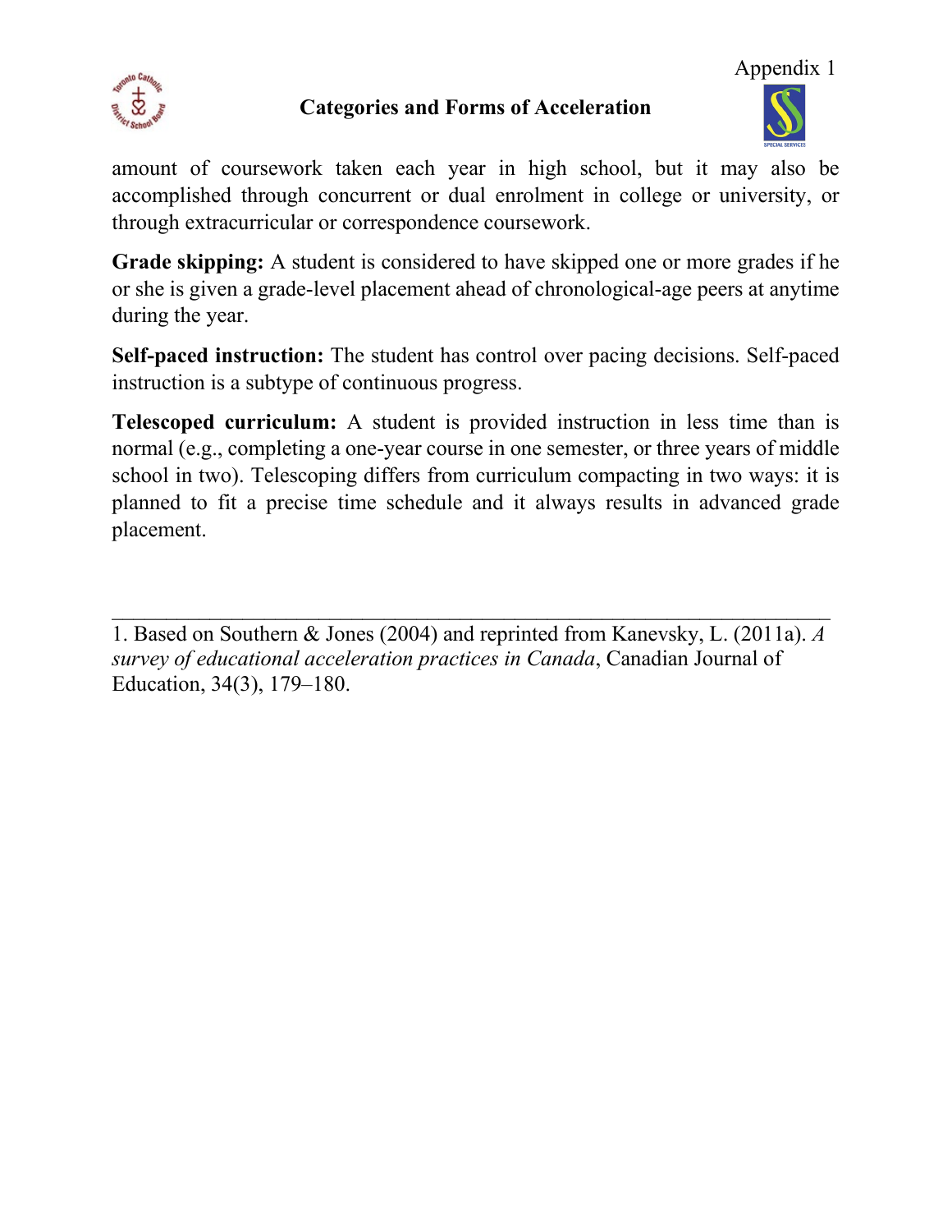amount of coursework taken each year in high school, but it may also be accomplished through concurrent or dual enrolment in college or university, or through extracurricular or correspondence coursework.

**Grade skipping:** A student is considered to have skipped one or more grades if he or she is given a grade-level placement ahead of chronological-age peers at anytime during the year.

**Self-paced instruction:** The student has control over pacing decisions. Self-paced instruction is a subtype of continuous progress.

**Telescoped curriculum:** A student is provided instruction in less time than is normal (e.g., completing a one-year course in one semester, or three years of middle school in two). Telescoping differs from curriculum compacting in two ways: it is planned to fit a precise time schedule and it always results in advanced grade placement.

---

1. Based on Southern & Jones (2004) and reprinted from Kanevsky, L. (2011a). *A survey of educational acceleration practices in Canada*, Canadian Journal of Education, 34(3), 179–180.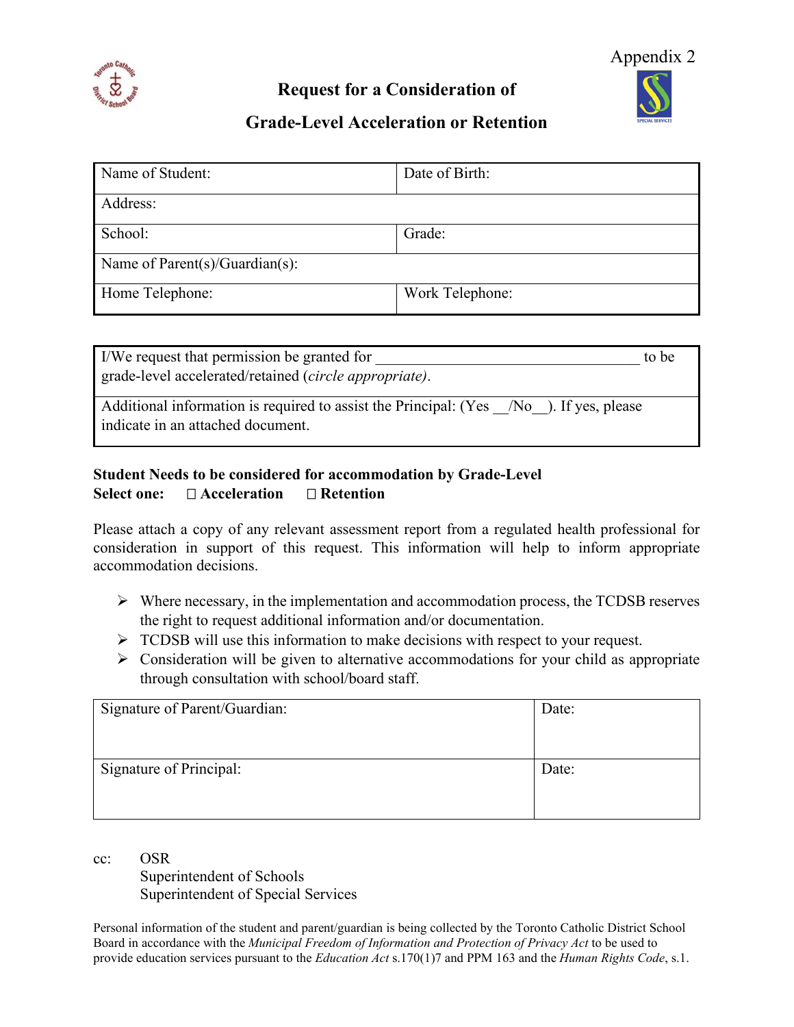Appendix 2

# Request for a Consideration of Grade-Level Acceleration or Retention

| Name of Student: | Date of Birth: |
|---|---|
| Address: | |
| School: | Grade: |
| Name of Parent(s)/Guardian(s): | |
| Home Telephone: | Work Telephone: |

| I/We request that permission be granted for ___________________________________ to be grade-level accelerated/retained (*circle appropriate)*. |
|---|
| Additional information is required to assist the Principal: (Yes __/No__). If yes, please indicate in an attached document. |

**Student Needs to be considered for accommodation by Grade-Level**
**Select one: ☐ Acceleration ☐ Retention**

Please attach a copy of any relevant assessment report from a regulated health professional for consideration in support of this request. This information will help to inform appropriate accommodation decisions.

- Where necessary, in the implementation and accommodation process, the TCDSB reserves the right to request additional information and/or documentation.
- TCDSB will use this information to make decisions with respect to your request.
- Consideration will be given to alternative accommodations for your child as appropriate through consultation with school/board staff.

| Signature of Parent/Guardian: | Date: |
|---|---|
| Signature of Principal: | Date: |

cc: OSR
Superintendent of Schools
Superintendent of Special Services

Personal information of the student and parent/guardian is being collected by the Toronto Catholic District School Board in accordance with the *Municipal Freedom of Information and Protection of Privacy Act* to be used to provide education services pursuant to the *Education Act* s.170(1)7 and PPM 163 and the *Human Rights Code*, s.1.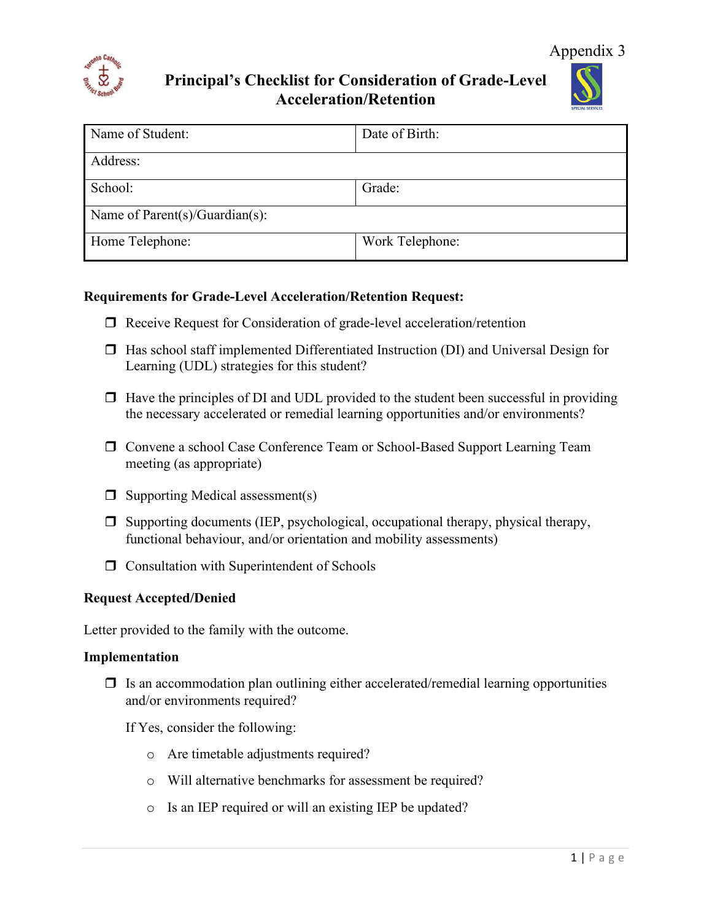Appendix 3

# Principal's Checklist for Consideration of Grade-Level Acceleration/Retention

| Name of Student: | Date of Birth: |
|---|---|
| Address: | |
| School: | Grade: |
| Name of Parent(s)/Guardian(s): | |
| Home Telephone: | Work Telephone: |

**Requirements for Grade-Level Acceleration/Retention Request:**

- ❒ Receive Request for Consideration of grade-level acceleration/retention
- ❒ Has school staff implemented Differentiated Instruction (DI) and Universal Design for Learning (UDL) strategies for this student?
- ❒ Have the principles of DI and UDL provided to the student been successful in providing the necessary accelerated or remedial learning opportunities and/or environments?
- ❒ Convene a school Case Conference Team or School-Based Support Learning Team meeting (as appropriate)
- ❒ Supporting Medical assessment(s)
- ❒ Supporting documents (IEP, psychological, occupational therapy, physical therapy, functional behaviour, and/or orientation and mobility assessments)
- ❒ Consultation with Superintendent of Schools

**Request Accepted/Denied**

Letter provided to the family with the outcome.

**Implementation**

- ❒ Is an accommodation plan outlining either accelerated/remedial learning opportunities and/or environments required?

  If Yes, consider the following:

  - Are timetable adjustments required?
  - Will alternative benchmarks for assessment be required?
  - Is an IEP required or will an existing IEP be updated?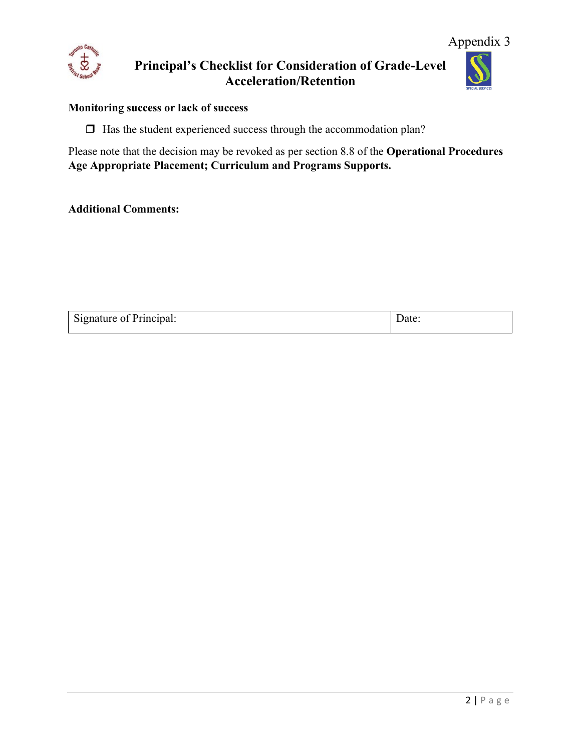Appendix 3

# Principal's Checklist for Consideration of Grade-Level Acceleration/Retention

**Monitoring success or lack of success**

- ❒ Has the student experienced success through the accommodation plan?

Please note that the decision may be revoked as per section 8.8 of the **Operational Procedures Age Appropriate Placement; Curriculum and Programs Supports.**

**Additional Comments:**

| | |
|---|---|
| Signature of Principal: | Date: |